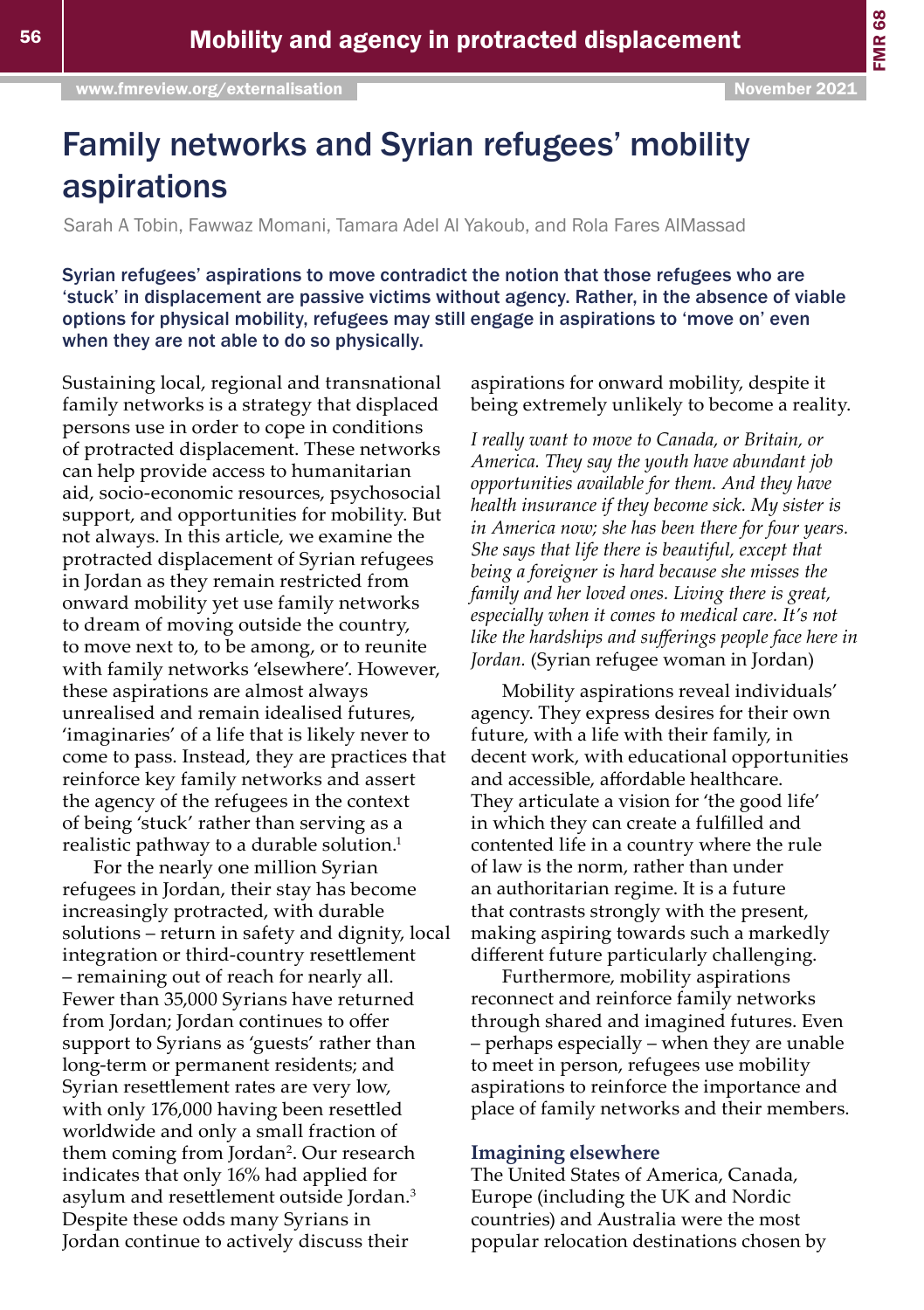# Family networks and Syrian refugees' mobility aspirations

Sarah A Tobin, Fawwaz Momani, Tamara Adel Al Yakoub, and Rola Fares AlMassad

**Syrian refugees' aspirations to move contradict the notion that those refugees who are 'stuck' in displacement are passive victims without agency. Rather, in the absence of viable options for physical mobility, refugees may still engage in aspirations to 'move on' even when they are not able to do so physically.**

Sustaining local, regional and transnational family networks is a strategy that displaced persons use in order to cope in conditions of protracted displacement. These networks can help provide access to humanitarian aid, socio-economic resources, psychosocial support, and opportunities for mobility. But not always. In this article, we examine the protracted displacement of Syrian refugees in Jordan as they remain restricted from onward mobility yet use family networks to dream of moving outside the country, to move next to, to be among, or to reunite with family networks 'elsewhere'. However, these aspirations are almost always unrealised and remain idealised futures, 'imaginaries' of a life that is likely never to come to pass. Instead, they are practices that reinforce key family networks and assert the agency of the refugees in the context of being 'stuck' rather than serving as a realistic pathway to a durable solution.[1]

For the nearly one million Syrian refugees in Jordan, their stay has become increasingly protracted, with durable solutions – return in safety and dignity, local integration or third-country resettlement – remaining out of reach for nearly all. Fewer than 35,000 Syrians have returned from Jordan; Jordan continues to offer support to Syrians as 'guests' rather than long-term or permanent residents; and Syrian resettlement rates are very low, with only 176,000 having been resettled worldwide and only a small fraction of them coming from Jordan[2]. Our research indicates that only 16% had applied for asylum and resettlement outside Jordan.[3] Despite these odds many Syrians in Jordan continue to actively discuss their aspirations for onward mobility, despite it being extremely unlikely to become a reality.

*I really want to move to Canada, or Britain, or America. They say the youth have abundant job opportunities available for them. And they have health insurance if they become sick. My sister is in America now; she has been there for four years. She says that life there is beautiful, except that being a foreigner is hard because she misses the family and her loved ones. Living there is great, especially when it comes to medical care. It's not like the hardships and sufferings people face here in Jordan.* (Syrian refugee woman in Jordan)

Mobility aspirations reveal individuals' agency. They express desires for their own future, with a life with their family, in decent work, with educational opportunities and accessible, affordable healthcare. They articulate a vision for 'the good life' in which they can create a fulfilled and contented life in a country where the rule of law is the norm, rather than under an authoritarian regime. It is a future that contrasts strongly with the present, making aspiring towards such a markedly different future particularly challenging.

Furthermore, mobility aspirations reconnect and reinforce family networks through shared and imagined futures. Even – perhaps especially – when they are unable to meet in person, refugees use mobility aspirations to reinforce the importance and place of family networks and their members.

## Imagining elsewhere

The United States of America, Canada, Europe (including the UK and Nordic countries) and Australia were the most popular relocation destinations chosen by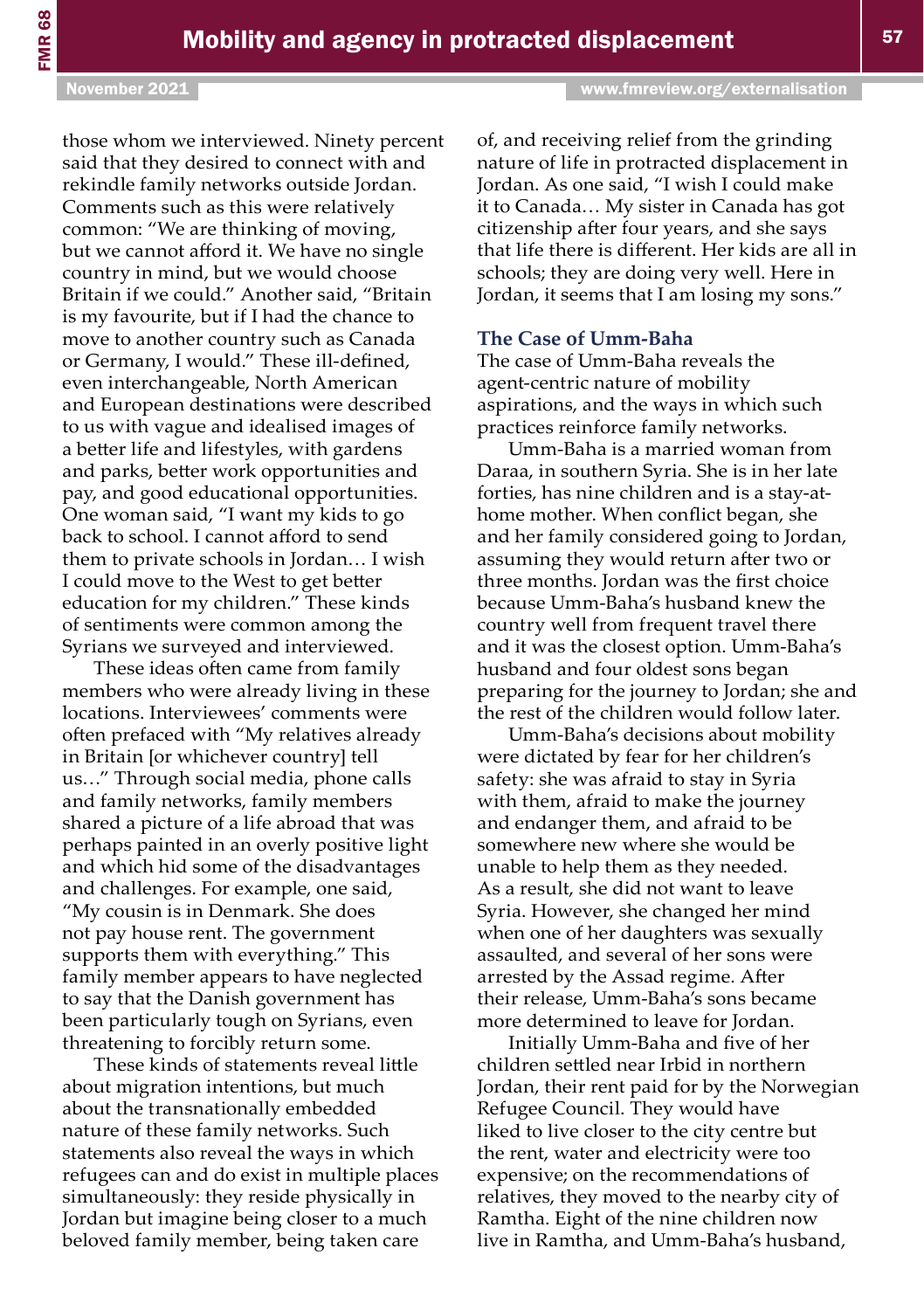those whom we interviewed. Ninety percent said that they desired to connect with and rekindle family networks outside Jordan. Comments such as this were relatively common: "We are thinking of moving, but we cannot afford it. We have no single country in mind, but we would choose Britain if we could." Another said, "Britain is my favourite, but if I had the chance to move to another country such as Canada or Germany, I would." These ill-defined, even interchangeable, North American and European destinations were described to us with vague and idealised images of a better life and lifestyles, with gardens and parks, better work opportunities and pay, and good educational opportunities. One woman said, "I want my kids to go back to school. I cannot afford to send them to private schools in Jordan… I wish I could move to the West to get better education for my children." These kinds of sentiments were common among the Syrians we surveyed and interviewed.

These ideas often came from family members who were already living in these locations. Interviewees' comments were often prefaced with "My relatives already in Britain [or whichever country] tell us…" Through social media, phone calls and family networks, family members shared a picture of a life abroad that was perhaps painted in an overly positive light and which hid some of the disadvantages and challenges. For example, one said, "My cousin is in Denmark. She does not pay house rent. The government supports them with everything." This family member appears to have neglected to say that the Danish government has been particularly tough on Syrians, even threatening to forcibly return some.

These kinds of statements reveal little about migration intentions, but much about the transnationally embedded nature of these family networks. Such statements also reveal the ways in which refugees can and do exist in multiple places simultaneously: they reside physically in Jordan but imagine being closer to a much beloved family member, being taken care of, and receiving relief from the grinding nature of life in protracted displacement in Jordan. As one said, "I wish I could make it to Canada… My sister in Canada has got citizenship after four years, and she says that life there is different. Her kids are all in schools; they are doing very well. Here in Jordan, it seems that I am losing my sons."

### The Case of Umm-Baha

The case of Umm-Baha reveals the agent-centric nature of mobility aspirations, and the ways in which such practices reinforce family networks.

Umm-Baha is a married woman from Daraa, in southern Syria. She is in her late forties, has nine children and is a stay-at-home mother. When conflict began, she and her family considered going to Jordan, assuming they would return after two or three months. Jordan was the first choice because Umm-Baha's husband knew the country well from frequent travel there and it was the closest option. Umm-Baha's husband and four oldest sons began preparing for the journey to Jordan; she and the rest of the children would follow later.

Umm-Baha's decisions about mobility were dictated by fear for her children's safety: she was afraid to stay in Syria with them, afraid to make the journey and endanger them, and afraid to be somewhere new where she would be unable to help them as they needed. As a result, she did not want to leave Syria. However, she changed her mind when one of her daughters was sexually assaulted, and several of her sons were arrested by the Assad regime. After their release, Umm-Baha's sons became more determined to leave for Jordan.

Initially Umm-Baha and five of her children settled near Irbid in northern Jordan, their rent paid for by the Norwegian Refugee Council. They would have liked to live closer to the city centre but the rent, water and electricity were too expensive; on the recommendations of relatives, they moved to the nearby city of Ramtha. Eight of the nine children now live in Ramtha, and Umm-Baha's husband,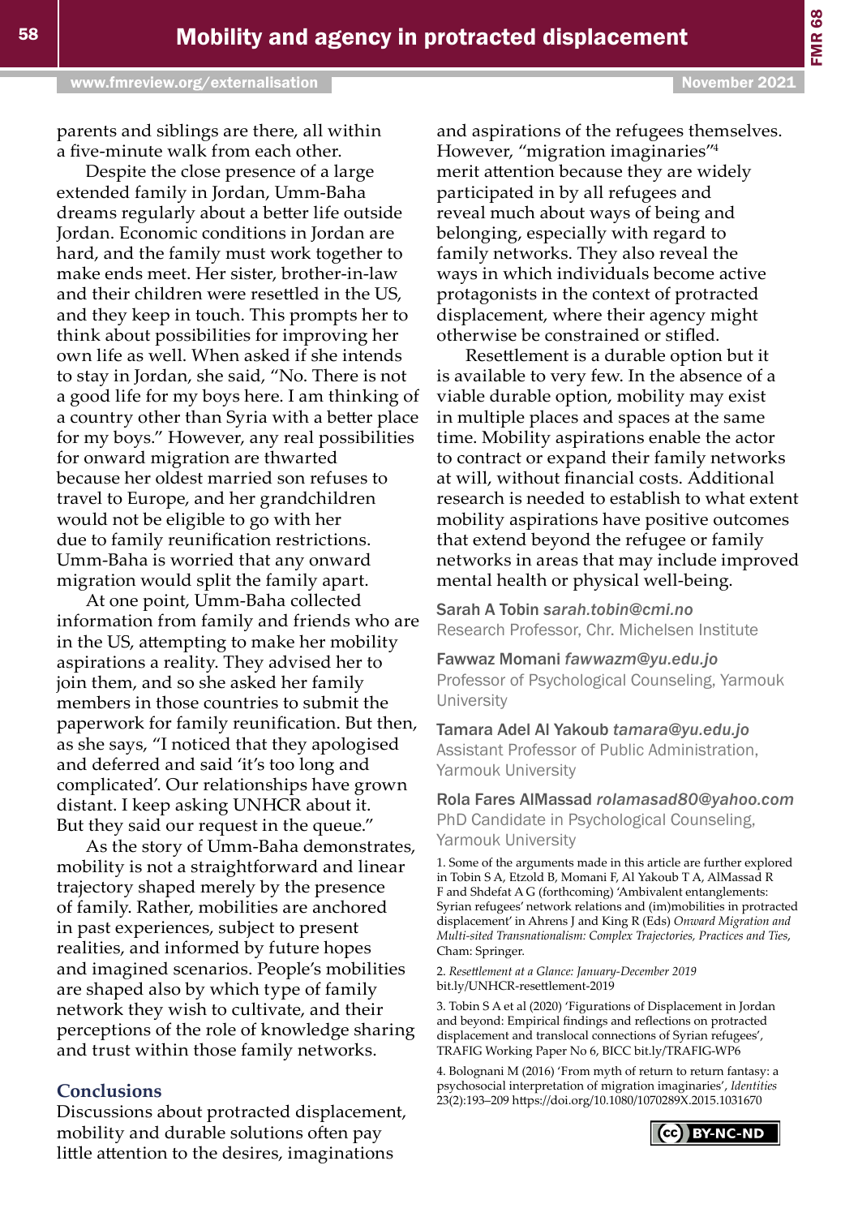parents and siblings are there, all within a five-minute walk from each other.

Despite the close presence of a large extended family in Jordan, Umm-Baha dreams regularly about a better life outside Jordan. Economic conditions in Jordan are hard, and the family must work together to make ends meet. Her sister, brother-in-law and their children were resettled in the US, and they keep in touch. This prompts her to think about possibilities for improving her own life as well. When asked if she intends to stay in Jordan, she said, "No. There is not a good life for my boys here. I am thinking of a country other than Syria with a better place for my boys." However, any real possibilities for onward migration are thwarted because her oldest married son refuses to travel to Europe, and her grandchildren would not be eligible to go with her due to family reunification restrictions. Umm-Baha is worried that any onward migration would split the family apart.

At one point, Umm-Baha collected information from family and friends who are in the US, attempting to make her mobility aspirations a reality. They advised her to join them, and so she asked her family members in those countries to submit the paperwork for family reunification. But then, as she says, "I noticed that they apologised and deferred and said 'it's too long and complicated'. Our relationships have grown distant. I keep asking UNHCR about it. But they said our request in the queue."

As the story of Umm-Baha demonstrates, mobility is not a straightforward and linear trajectory shaped merely by the presence of family. Rather, mobilities are anchored in past experiences, subject to present realities, and informed by future hopes and imagined scenarios. People's mobilities are shaped also by which type of family network they wish to cultivate, and their perceptions of the role of knowledge sharing and trust within those family networks.

## Conclusions

Discussions about protracted displacement, mobility and durable solutions often pay little attention to the desires, imaginations and aspirations of the refugees themselves. However, "migration imaginaries"[4] merit attention because they are widely participated in by all refugees and reveal much about ways of being and belonging, especially with regard to family networks. They also reveal the ways in which individuals become active protagonists in the context of protracted displacement, where their agency might otherwise be constrained or stifled.

Resettlement is a durable option but it is available to very few. In the absence of a viable durable option, mobility may exist in multiple places and spaces at the same time. Mobility aspirations enable the actor to contract or expand their family networks at will, without financial costs. Additional research is needed to establish to what extent mobility aspirations have positive outcomes that extend beyond the refugee or family networks in areas that may include improved mental health or physical well-being.

**Sarah A Tobin** *sarah.tobin@cmi.no*
Research Professor, Chr. Michelsen Institute

**Fawwaz Momani** *fawwazm@yu.edu.jo*
Professor of Psychological Counseling, Yarmouk University

**Tamara Adel Al Yakoub** *tamara@yu.edu.jo*
Assistant Professor of Public Administration, Yarmouk University

**Rola Fares AlMassad** *rolamasad80@yahoo.com*
PhD Candidate in Psychological Counseling, Yarmouk University

1. Some of the arguments made in this article are further explored in Tobin S A, Etzold B, Momani F, Al Yakoub T A, AlMassad R F and Shdefat A G (forthcoming) 'Ambivalent entanglements: Syrian refugees' network relations and (im)mobilities in protracted displacement' in Ahrens J and King R (Eds) *Onward Migration and Multi-sited Transnationalism: Complex Trajectories, Practices and Ties*, Cham: Springer.

2. *Resettlement at a Glance: January-December 2019* bit.ly/UNHCR-resettlement-2019

3. Tobin S A et al (2020) 'Figurations of Displacement in Jordan and beyond: Empirical findings and reflections on protracted displacement and translocal connections of Syrian refugees', TRAFIG Working Paper No 6, BICC bit.ly/TRAFIG-WP6

4. Bolognani M (2016) 'From myth of return to return fantasy: a psychosocial interpretation of migration imaginaries', *Identities* 23(2):193–209 https://doi.org/10.1080/1070289X.2015.1031670